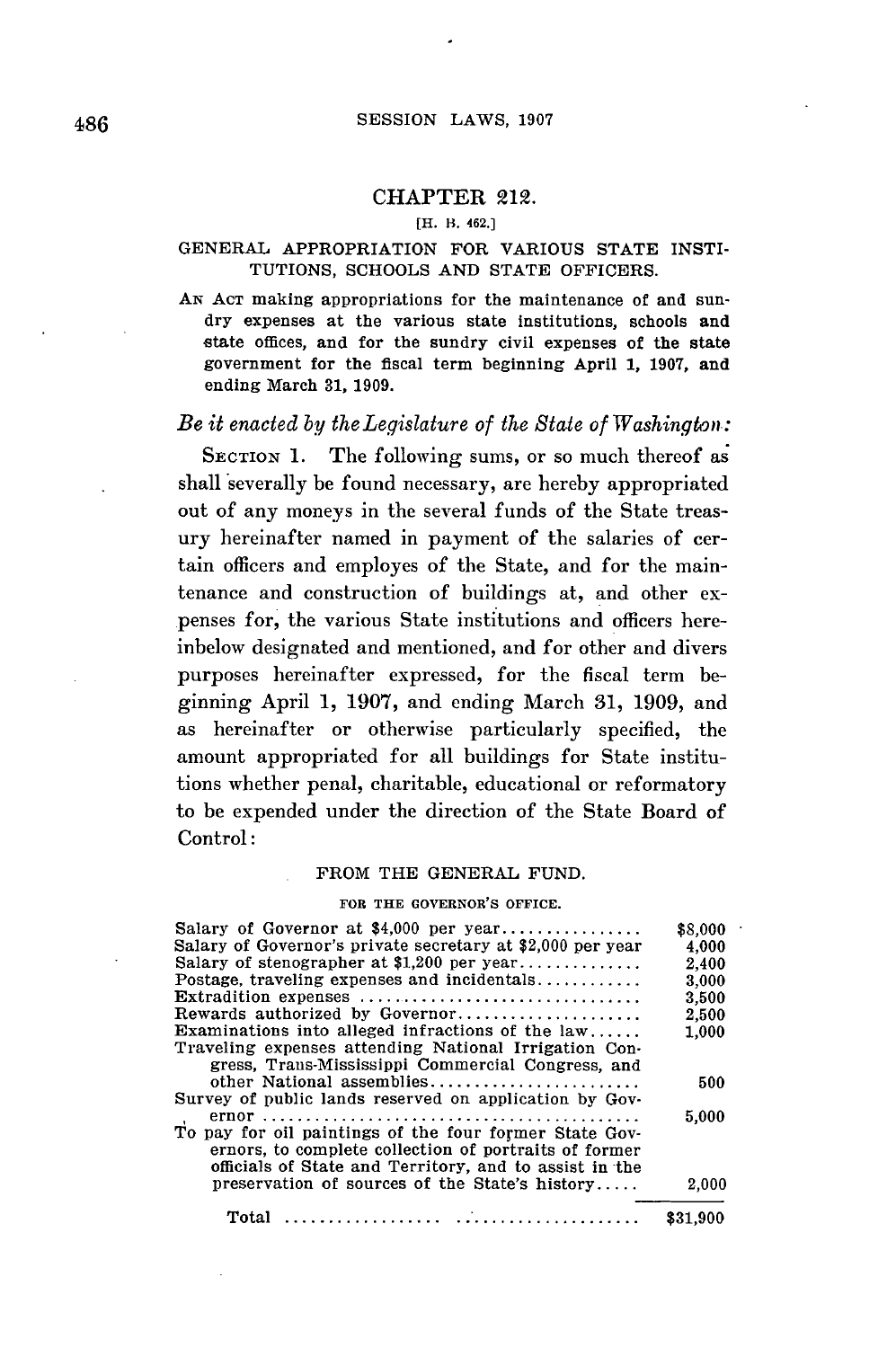# CHAPTER 212.

[H. B. 462.]

## GENERAL APPROPRIATION FOR VARIOUS STATE INSTITUTIONS, SCHOOLS AND STATE OFFICERS.

AN ACT making appropriations for the maintenance of and sundry expenses at the various state institutions, schools and state offices, and for the sundry civil expenses of the state government for the fiscal term beginning April 1, 1907, and ending March 31, 1909.

*Be it enacted by the Legislature of the State of Washington:*

SECTION 1. The following sums, or so much thereof as shall severally be found necessary, are hereby appropriated out of any moneys in the several funds of the State treasury hereinafter named in payment of the salaries of certain officers and employes of the State, and for the maintenance and construction of buildings at, and other expenses for, the various State institutions and officers hereinbelow designated and mentioned, and for other and divers purposes hereinafter expressed, for the fiscal term beginning April 1, 1907, and ending March 31, 1909, and as hereinafter or otherwise particularly specified, the amount appropriated for all buildings for State institutions whether penal, charitable, educational or reformatory to be expended under the direction of the State Board of Control:

### FROM THE GENERAL FUND.

#### FOR THE GOVERNOR'S OFFICE.

| | |
|---|---|
| Salary of Governor at $4,000 per year | $8,000 |
| Salary of Governor's private secretary at $2,000 per year | 4,000 |
| Salary of stenographer at $1,200 per year | 2,400 |
| Postage, traveling expenses and incidentals | 3,000 |
| Extradition expenses | 3,500 |
| Rewards authorized by Governor | 2,500 |
| Examinations into alleged infractions of the law | 1,000 |
| Traveling expenses attending National Irrigation Congress, Trans-Mississippi Commercial Congress, and other National assemblies | 500 |
| Survey of public lands reserved on application by Governor | 5,000 |
| To pay for oil paintings of the four former State Governors, to complete collection of portraits of former officials of State and Territory, and to assist in the preservation of sources of the State's history | 2,000 |
| Total | $31,900 |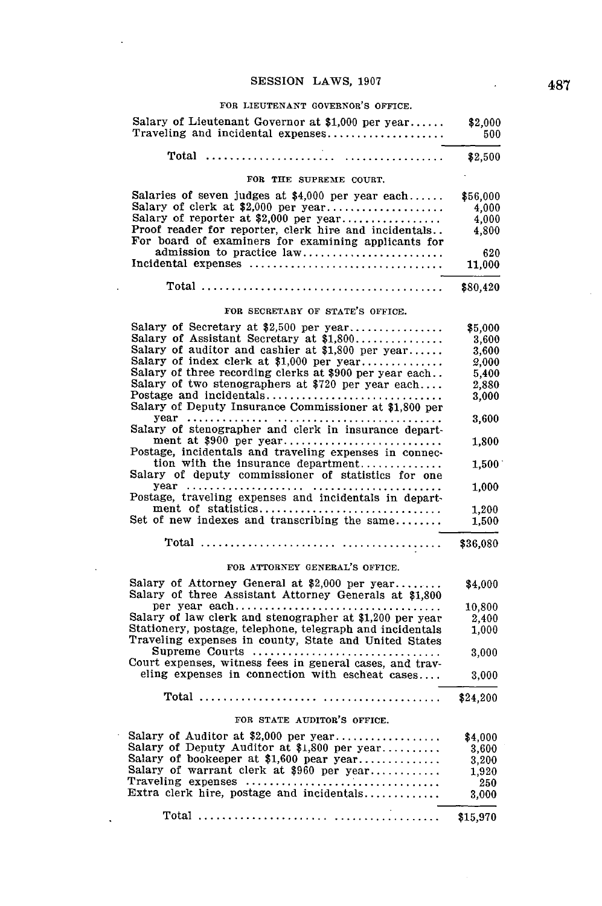### FOR LIEUTENANT GOVERNOR'S OFFICE.

| | |
|---|---|
| Salary of Lieutenant Governor at $1,000 per year | $2,000 |
| Traveling and incidental expenses | 500 |
| Total | $2,500 |

### FOR THE SUPREME COURT.

| | |
|---|---|
| Salaries of seven judges at $4,000 per year each | $56,000 |
| Salary of clerk at $2,000 per year | 4,000 |
| Salary of reporter at $2,000 per year | 4,000 |
| Proof reader for reporter, clerk hire and incidentals | 4,800 |
| For board of examiners for examining applicants for admission to practice law | 620 |
| Incidental expenses | 11,000 |
| Total | $80,420 |

### FOR SECRETARY OF STATE'S OFFICE.

| | |
|---|---|
| Salary of Secretary at $2,500 per year | $5,000 |
| Salary of Assistant Secretary at $1,800 | 3,600 |
| Salary of auditor and cashier at $1,800 per year | 3,600 |
| Salary of index clerk at $1,000 per year | 2,000 |
| Salary of three recording clerks at $900 per year each | 5,400 |
| Salary of two stenographers at $720 per year each | 2,880 |
| Postage and incidentals | 3,000 |
| Salary of Deputy Insurance Commissioner at $1,800 per year | 3,600 |
| Salary of stenographer and clerk in insurance department at $900 per year | 1,800 |
| Postage, incidentals and traveling expenses in connection with the insurance department | 1,500 |
| Salary of deputy commissioner of statistics for one year | 1,000 |
| Postage, traveling expenses and incidentals in department of statistics | 1,200 |
| Set of new indexes and transcribing the same | 1,500 |
| Total | $36,080 |

### FOR ATTORNEY GENERAL'S OFFICE.

| | |
|---|---|
| Salary of Attorney General at $2,000 per year | $4,000 |
| Salary of three Assistant Attorney Generals at $1,800 per year each | 10,800 |
| Salary of law clerk and stenographer at $1,200 per year | 2,400 |
| Stationery, postage, telephone, telegraph and incidentals | 1,000 |
| Traveling expenses in county, State and United States Supreme Courts | 3,000 |
| Court expenses, witness fees in general cases, and traveling expenses in connection with escheat cases | 3,000 |
| Total | $24,200 |

### FOR STATE AUDITOR'S OFFICE.

| | |
|---|---|
| Salary of Auditor at $2,000 per year | $4,000 |
| Salary of Deputy Auditor at $1,800 per year | 3,600 |
| Salary of bookeeper at $1,600 pear year | 3,200 |
| Salary of warrant clerk at $960 per year | 1,920 |
| Traveling expenses | 250 |
| Extra clerk hire, postage and incidentals | 3,000 |
| Total | $15,970 |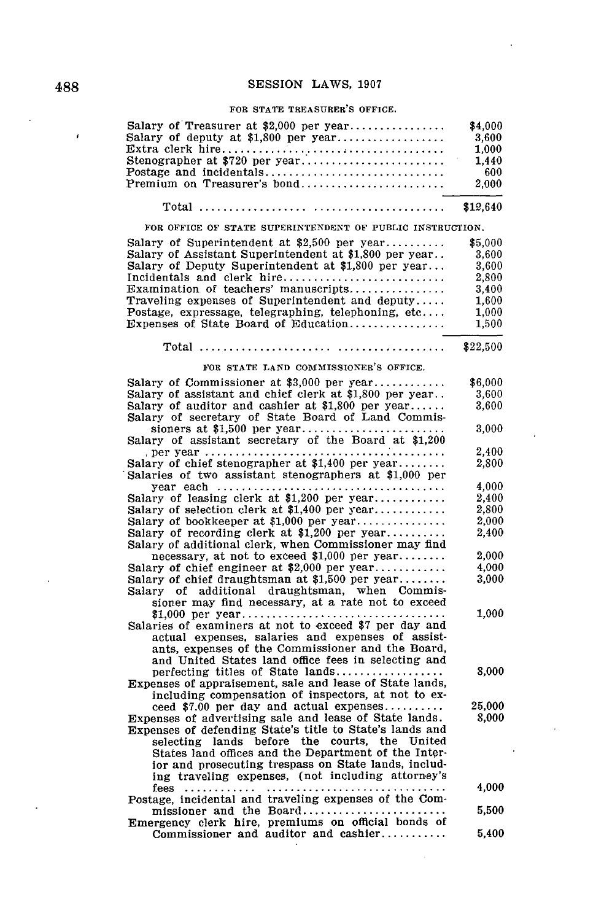#### FOR STATE TREASURER'S OFFICE.

| | |
|---|---|
| Salary of Treasurer at $2,000 per year | $4,000 |
| Salary of deputy at $1,800 per year | 3,600 |
| Extra clerk hire | 1,000 |
| Stenographer at $720 per year | 1,440 |
| Postage and incidentals | 600 |
| Premium on Treasurer's bond | 2,000 |
| Total | $12,640 |

#### FOR OFFICE OF STATE SUPERINTENDENT OF PUBLIC INSTRUCTION.

| | |
|---|---|
| Salary of Superintendent at $2,500 per year | $5,000 |
| Salary of Assistant Superintendent at $1,800 per year | 3,600 |
| Salary of Deputy Superintendent at $1,800 per year | 3,600 |
| Incidentals and clerk hire | 2,800 |
| Examination of teachers' manuscripts | 3,400 |
| Traveling expenses of Superintendent and deputy | 1,600 |
| Postage, expressage, telegraphing, telephoning, etc | 1,000 |
| Expenses of State Board of Education | 1,500 |
| Total | $22,500 |

#### FOR STATE LAND COMMISSIONER'S OFFICE.

| | |
|---|---|
| Salary of Commissioner at $3,000 per year | $6,000 |
| Salary of assistant and chief clerk at $1,800 per year | 3,600 |
| Salary of auditor and cashier at $1,800 per year | 3,600 |
| Salary of secretary of State Board of Land Commissioners at $1,500 per year | 3,000 |
| Salary of assistant secretary of the Board at $1,200 per year | 2,400 |
| Salary of chief stenographer at $1,400 per year | 2,800 |
| Salaries of two assistant stenographers at $1,000 per year each | 4,000 |
| Salary of leasing clerk at $1,200 per year | 2,400 |
| Salary of selection clerk at $1,400 per year | 2,800 |
| Salary of bookkeeper at $1,000 per year | 2,000 |
| Salary of recording clerk at $1,200 per year | 2,400 |
| Salary of additional clerk, when Commissioner may find necessary, at not to exceed $1,000 per year | 2,000 |
| Salary of chief engineer at $2,000 per year | 4,000 |
| Salary of chief draughtsman at $1,500 per year | 3,000 |
| Salary of additional draughtsman, when Commissioner may find necessary, at a rate not to exceed $1,000 per year | 1,000 |
| Salaries of examiners at not to exceed $7 per day and actual expenses, salaries and expenses of assistants, expenses of the Commissioner and the Board, and United States land office fees in selecting and perfecting titles of State lands | 8,000 |
| Expenses of appraisement, sale and lease of State lands, including compensation of inspectors, at not to exceed $7.00 per day and actual expenses | 25,000 |
| Expenses of advertising sale and lease of State lands. | 8,000 |
| Expenses of defending State's title to State's lands and selecting lands before the courts, the United States land offices and the Department of the Interior and prosecuting trespass on State lands, including traveling expenses, (not including attorney's fees | 4,000 |
| Postage, incidental and traveling expenses of the Commissioner and the Board | 5,500 |
| Emergency clerk hire, premiums on official bonds of Commissioner and auditor and cashier | 5,400 |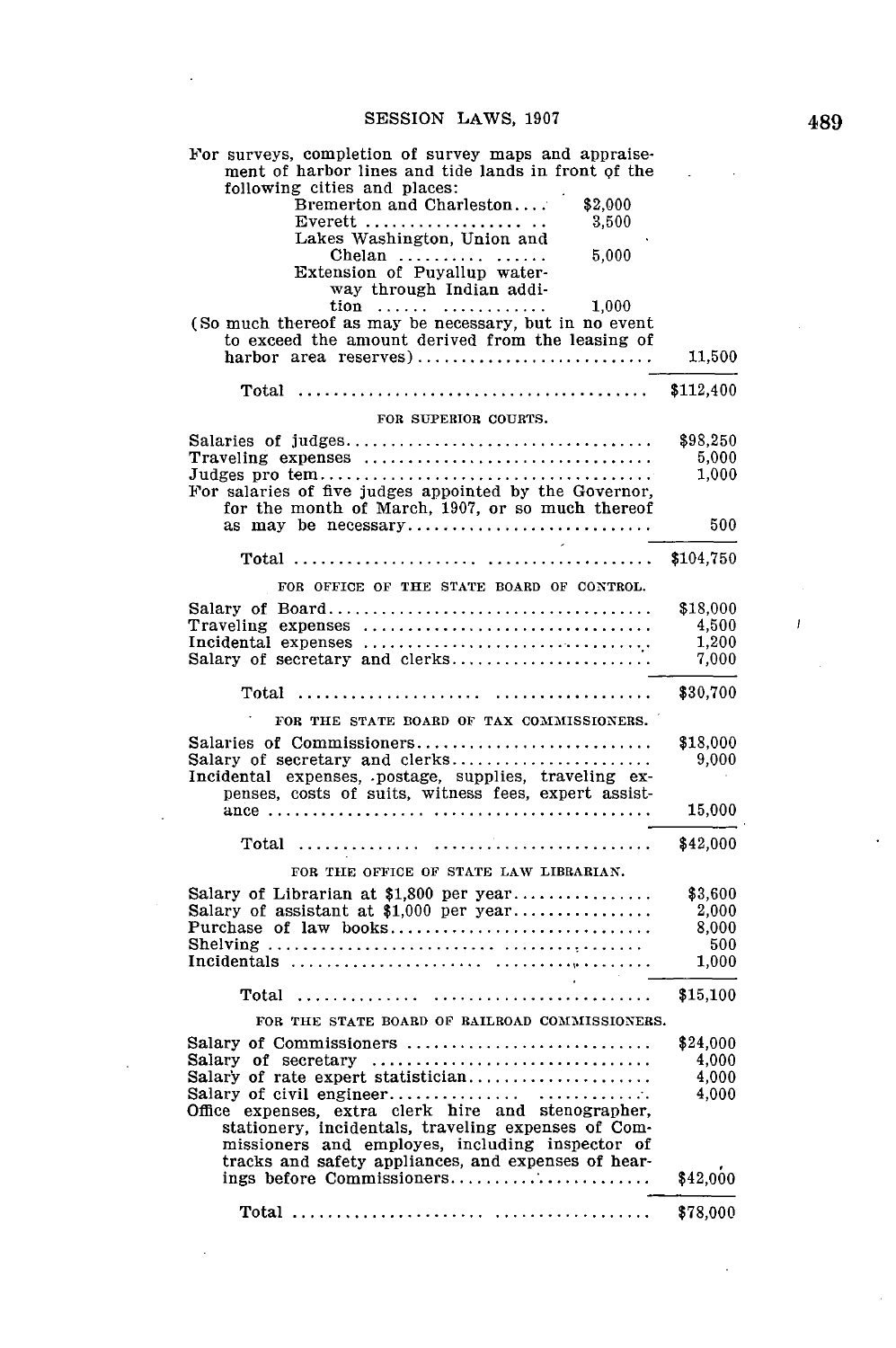| | |
|---|---|
| For surveys, completion of survey maps and appraisement of harbor lines and tide lands in front of the following cities and places: | |
| Bremerton and Charleston .... $2,000 | |
| Everett .... 3,500 | |
| Lakes Washington, Union and Chelan .... 5,000 | |
| Extension of Puyallup waterway through Indian addition .... 1,000 | |
| (So much thereof as may be necessary, but in no event to exceed the amount derived from the leasing of harbor area reserves) | 11,500 |
| Total | $112,400 |

FOR SUPERIOR COURTS.

| | |
|---|---|
| Salaries of judges | $98,250 |
| Traveling expenses | 5,000 |
| Judges pro tem | 1,000 |
| For salaries of five judges appointed by the Governor, for the month of March, 1907, or so much thereof as may be necessary | 500 |
| Total | $104,750 |

FOR OFFICE OF THE STATE BOARD OF CONTROL.

| | |
|---|---|
| Salary of Board | $18,000 |
| Traveling expenses | 4,500 |
| Incidental expenses | 1,200 |
| Salary of secretary and clerks | 7,000 |
| Total | $30,700 |

FOR THE STATE BOARD OF TAX COMMISSIONERS.

| | |
|---|---|
| Salaries of Commissioners | $18,000 |
| Salary of secretary and clerks | 9,000 |
| Incidental expenses, postage, supplies, traveling expenses, costs of suits, witness fees, expert assistance | 15,000 |
| Total | $42,000 |

FOR THE OFFICE OF STATE LAW LIBRARIAN.

| | |
|---|---|
| Salary of Librarian at $1,800 per year | $3,600 |
| Salary of assistant at $1,000 per year | 2,000 |
| Purchase of law books | 8,000 |
| Shelving | 500 |
| Incidentals | 1,000 |
| Total | $15,100 |

FOR THE STATE BOARD OF RAILROAD COMMISSIONERS.

| | |
|---|---|
| Salary of Commissioners | $24,000 |
| Salary of secretary | 4,000 |
| Salary of rate expert statistician | 4,000 |
| Salary of civil engineer | 4,000 |
| Office expenses, extra clerk hire and stenographer, stationery, incidentals, traveling expenses of Commissioners and employes, including inspector of tracks and safety appliances, and expenses of hearings before Commissioners | $42,000 |
| Total | $78,000 |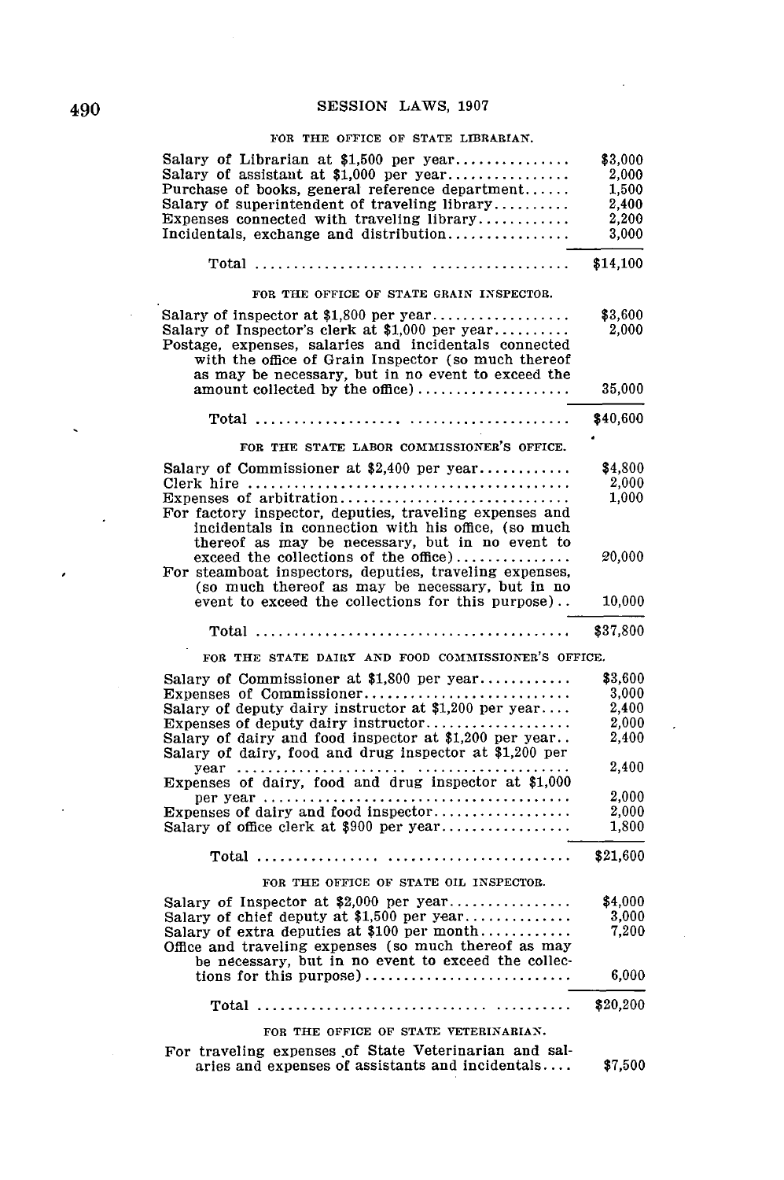FOR THE OFFICE OF STATE LIBRARIAN.

| | |
|---|---|
| Salary of Librarian at $1,500 per year | $3,000 |
| Salary of assistant at $1,000 per year | 2,000 |
| Purchase of books, general reference department | 1,500 |
| Salary of superintendent of traveling library | 2,400 |
| Expenses connected with traveling library | 2,200 |
| Incidentals, exchange and distribution | 3,000 |
| Total | $14,100 |

FOR THE OFFICE OF STATE GRAIN INSPECTOR.

| | |
|---|---|
| Salary of inspector at $1,800 per year | $3,600 |
| Salary of Inspector's clerk at $1,000 per year | 2,000 |
| Postage, expenses, salaries and incidentals connected with the office of Grain Inspector (so much thereof as may be necessary, but in no event to exceed the amount collected by the office) | 35,000 |
| Total | $40,600 |

FOR THE STATE LABOR COMMISSIONER'S OFFICE.

| | |
|---|---|
| Salary of Commissioner at $2,400 per year | $4,800 |
| Clerk hire | 2,000 |
| Expenses of arbitration | 1,000 |
| For factory inspector, deputies, traveling expenses and incidentals in connection with his office, (so much thereof as may be necessary, but in no event to exceed the collections of the office) | 20,000 |
| For steamboat inspectors, deputies, traveling expenses, (so much thereof as may be necessary, but in no event to exceed the collections for this purpose) | 10,000 |
| Total | $37,800 |

FOR THE STATE DAIRY AND FOOD COMMISSIONER'S OFFICE.

| | |
|---|---|
| Salary of Commissioner at $1,800 per year | $3,600 |
| Expenses of Commissioner | 3,000 |
| Salary of deputy dairy instructor at $1,200 per year | 2,400 |
| Expenses of deputy dairy instructor | 2,000 |
| Salary of dairy and food inspector at $1,200 per year | 2,400 |
| Salary of dairy, food and drug inspector at $1,200 per year | 2,400 |
| Expenses of dairy, food and drug inspector at $1,000 per year | 2,000 |
| Expenses of dairy and food inspector | 2,000 |
| Salary of office clerk at $900 per year | 1,800 |
| Total | $21,600 |

FOR THE OFFICE OF STATE OIL INSPECTOR.

| | |
|---|---|
| Salary of Inspector at $2,000 per year | $4,000 |
| Salary of chief deputy at $1,500 per year | 3,000 |
| Salary of extra deputies at $100 per month | 7,200 |
| Office and traveling expenses (so much thereof as may be necessary, but in no event to exceed the collections for this purpose) | 6,000 |
| Total | $20,200 |

FOR THE OFFICE OF STATE VETERINARIAN.

| | |
|---|---|
| For traveling expenses of State Veterinarian and salaries and expenses of assistants and incidentals | $7,500 |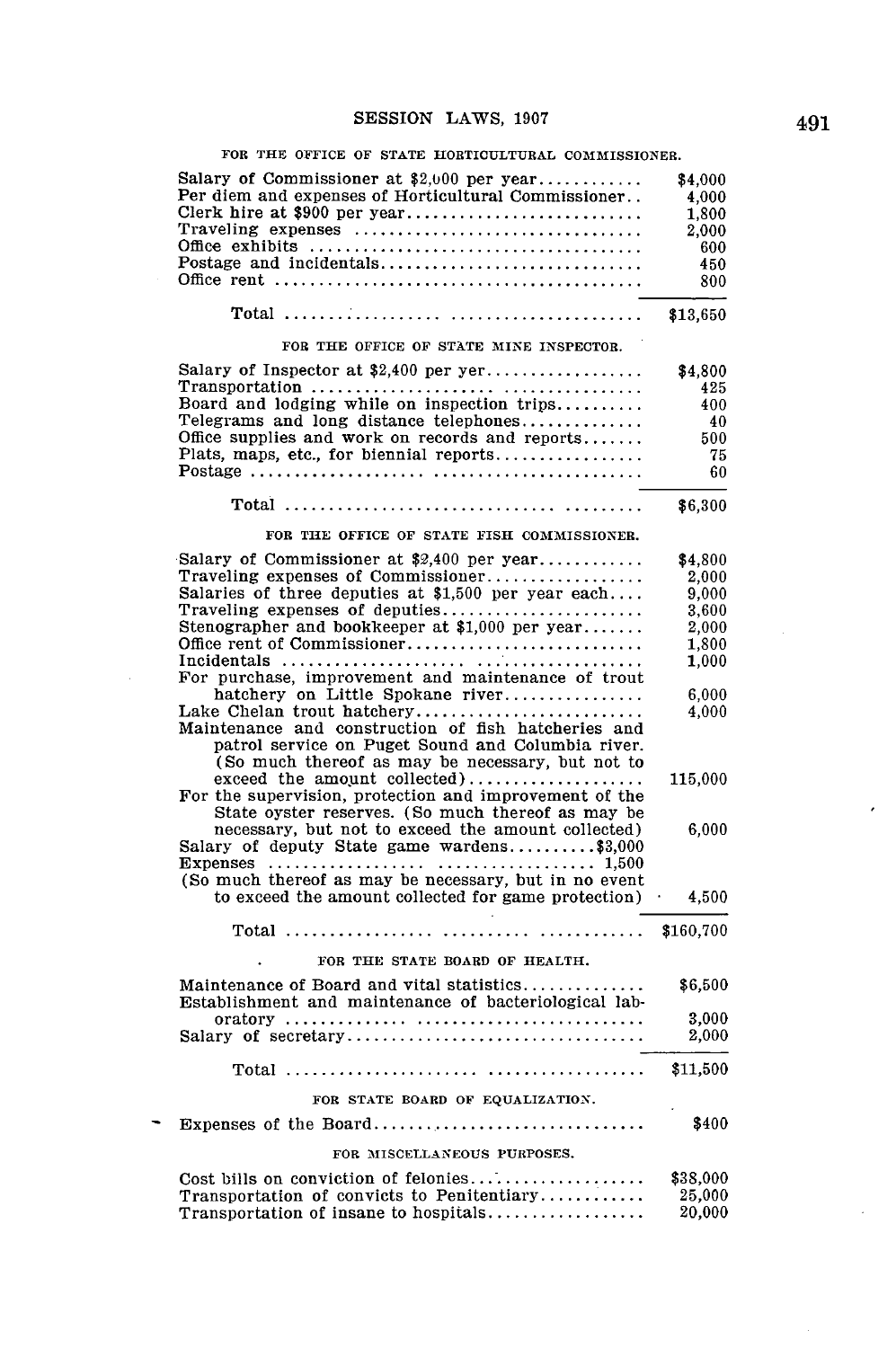FOR THE OFFICE OF STATE HORTICULTURAL COMMISSIONER.

| | |
|---|---|
| Salary of Commissioner at $2,000 per year | $4,000 |
| Per diem and expenses of Horticultural Commissioner | 4,000 |
| Clerk hire at $900 per year | 1,800 |
| Traveling expenses | 2,000 |
| Office exhibits | 600 |
| Postage and incidentals | 450 |
| Office rent | 800 |
| Total | $13,650 |

FOR THE OFFICE OF STATE MINE INSPECTOR.

| | |
|---|---|
| Salary of Inspector at $2,400 per yer | $4,800 |
| Transportation | 425 |
| Board and lodging while on inspection trips | 400 |
| Telegrams and long distance telephones | 40 |
| Office supplies and work on records and reports | 500 |
| Plats, maps, etc., for biennial reports | 75 |
| Postage | 60 |
| Total | $6,300 |

FOR THE OFFICE OF STATE FISH COMMISSIONER.

| | |
|---|---|
| Salary of Commissioner at $2,400 per year | $4,800 |
| Traveling expenses of Commissioner | 2,000 |
| Salaries of three deputies at $1,500 per year each | 9,000 |
| Traveling expenses of deputies | 3,600 |
| Stenographer and bookkeeper at $1,000 per year | 2,000 |
| Office rent of Commissioner | 1,800 |
| Incidentals | 1,000 |
| For purchase, improvement and maintenance of trout hatchery on Little Spokane river | 6,000 |
| Lake Chelan trout hatchery | 4,000 |
| Maintenance and construction of fish hatcheries and patrol service on Puget Sound and Columbia river. (So much thereof as may be necessary, but not to exceed the amount collected) | 115,000 |
| For the supervision, protection and improvement of the State oyster reserves. (So much thereof as may be necessary, but not to exceed the amount collected) | 6,000 |
| Salary of deputy State game wardens $3,000<br>Expenses 1,500<br>(So much thereof as may be necessary, but in no event to exceed the amount collected for game protection) | 4,500 |
| Total | $160,700 |

FOR THE STATE BOARD OF HEALTH.

| | |
|---|---|
| Maintenance of Board and vital statistics | $6,500 |
| Establishment and maintenance of bacteriological laboratory | 3,000 |
| Salary of secretary | 2,000 |
| Total | $11,500 |

FOR STATE BOARD OF EQUALIZATION.

| | |
|---|---|
| Expenses of the Board | $400 |

FOR MISCELLANEOUS PURPOSES.

| | |
|---|---|
| Cost bills on conviction of felonies | $38,000 |
| Transportation of convicts to Penitentiary | 25,000 |
| Transportation of insane to hospitals | 20,000 |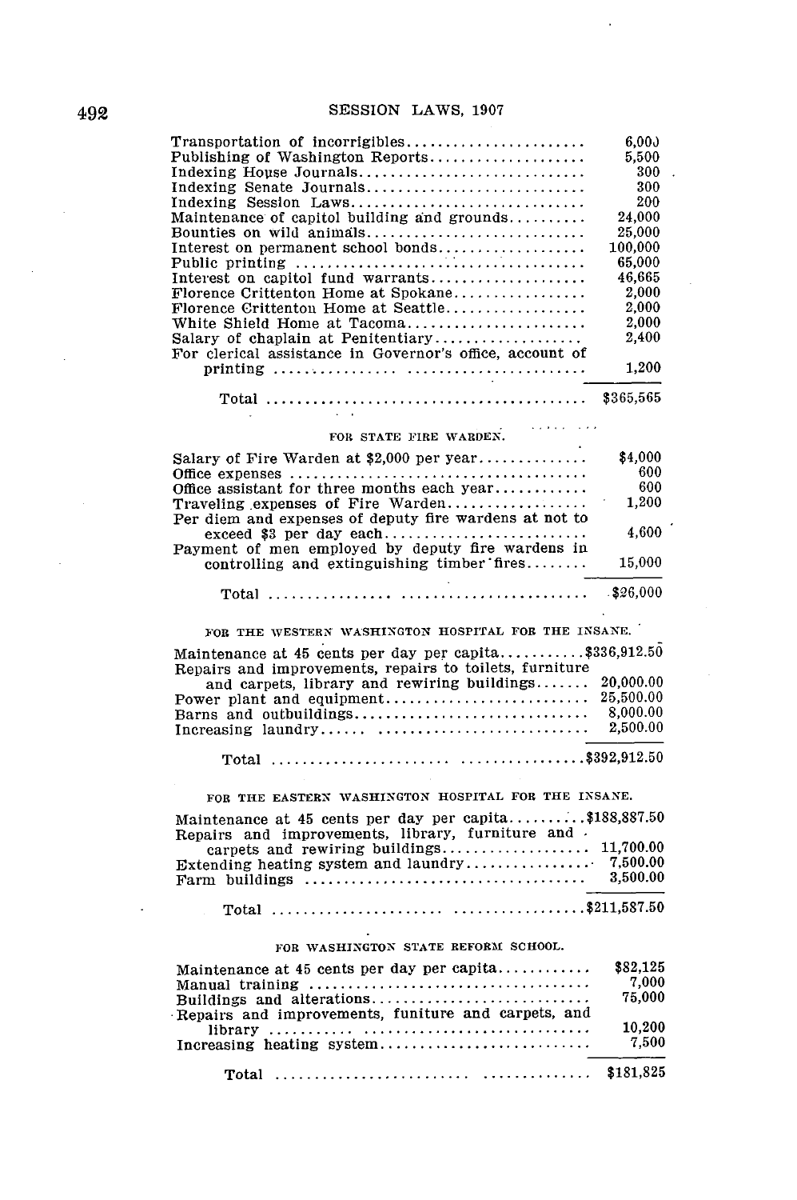| | |
|---|---|
| Transportation of incorrigibles | 6,000 |
| Publishing of Washington Reports | 5,500 |
| Indexing House Journals | 300 |
| Indexing Senate Journals | 300 |
| Indexing Session Laws | 200 |
| Maintenance of capitol building and grounds | 24,000 |
| Bounties on wild animals | 25,000 |
| Interest on permanent school bonds | 100,000 |
| Public printing | 65,000 |
| Interest on capitol fund warrants | 46,665 |
| Florence Crittenton Home at Spokane | 2,000 |
| Florence Crittenton Home at Seattle | 2,000 |
| White Shield Home at Tacoma | 2,000 |
| Salary of chaplain at Penitentiary | 2,400 |
| For clerical assistance in Governor's office, account of printing | 1,200 |
| Total | $365,565 |

FOR STATE FIRE WARDEN.

| | |
|---|---|
| Salary of Fire Warden at $2,000 per year | $4,000 |
| Office expenses | 600 |
| Office assistant for three months each year | 600 |
| Traveling expenses of Fire Warden | 1,200 |
| Per diem and expenses of deputy fire wardens at not to exceed $3 per day each | 4,600 |
| Payment of men employed by deputy fire wardens in controlling and extinguishing timber fires | 15,000 |
| Total | $26,000 |

FOR THE WESTERN WASHINGTON HOSPITAL FOR THE INSANE.

| | |
|---|---|
| Maintenance at 45 cents per day per capita | $336,912.50 |
| Repairs and improvements, repairs to toilets, furniture and carpets, library and rewiring buildings | 20,000.00 |
| Power plant and equipment | 25,500.00 |
| Barns and outbuildings | 8,000.00 |
| Increasing laundry | 2,500.00 |
| Total | $392,912.50 |

FOR THE EASTERN WASHINGTON HOSPITAL FOR THE INSANE.

| | |
|---|---|
| Maintenance at 45 cents per day per capita | $188,887.50 |
| Repairs and improvements, library, furniture and carpets and rewiring buildings | 11,700.00 |
| Extending heating system and laundry | 7,500.00 |
| Farm buildings | 3,500.00 |
| Total | $211,587.50 |

FOR WASHINGTON STATE REFORM SCHOOL.

| | |
|---|---|
| Maintenance at 45 cents per day per capita | $82,125 |
| Manual training | 7,000 |
| Buildings and alterations | 75,000 |
| Repairs and improvements, funiture and carpets, and library | 10,200 |
| Increasing heating system | 7,500 |
| Total | $181,825 |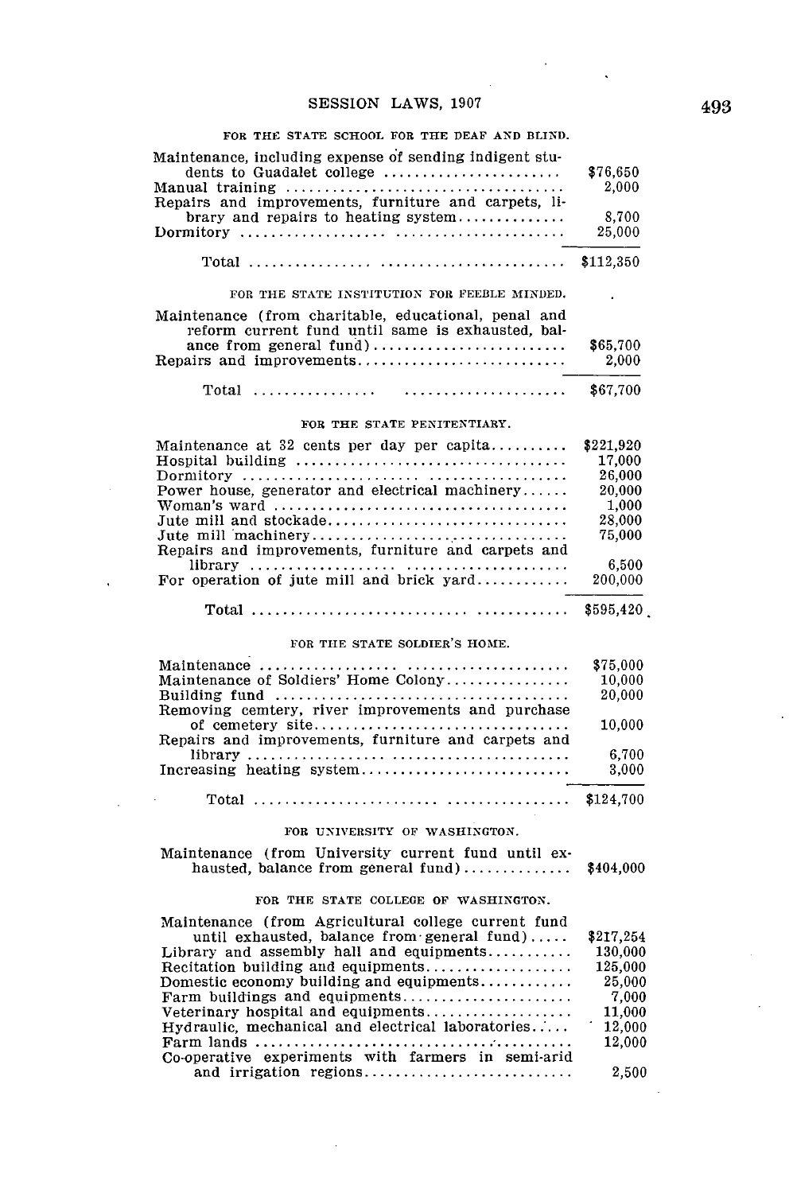FOR THE STATE SCHOOL FOR THE DEAF AND BLIND.

| | |
|---|---|
| Maintenance, including expense of sending indigent students to Guadalet college | $76,650 |
| Manual training | 2,000 |
| Repairs and improvements, furniture and carpets, library and repairs to heating system | 8,700 |
| Dormitory | 25,000 |
| Total | $112,350 |

FOR THE STATE INSTITUTION FOR FEEBLE MINDED.

| | |
|---|---|
| Maintenance (from charitable, educational, penal and reform current fund until same is exhausted, balance from general fund) | $65,700 |
| Repairs and improvements | 2,000 |
| Total | $67,700 |

FOR THE STATE PENITENTIARY.

| | |
|---|---|
| Maintenance at 32 cents per day per capita | $221,920 |
| Hospital building | 17,000 |
| Dormitory | 26,000 |
| Power house, generator and electrical machinery | 20,000 |
| Woman's ward | 1,000 |
| Jute mill and stockade | 28,000 |
| Jute mill machinery | 75,000 |
| Repairs and improvements, furniture and carpets and library | 6,500 |
| For operation of jute mill and brick yard | 200,000 |
| Total | $595,420 |

FOR THE STATE SOLDIER'S HOME.

| | |
|---|---|
| Maintenance | $75,000 |
| Maintenance of Soldiers' Home Colony | 10,000 |
| Building fund | 20,000 |
| Removing cemtery, river improvements and purchase of cemetery site | 10,000 |
| Repairs and improvements, furniture and carpets and library | 6,700 |
| Increasing heating system | 3,000 |
| Total | $124,700 |

FOR UNIVERSITY OF WASHINGTON.

| | |
|---|---|
| Maintenance (from University current fund until exhausted, balance from general fund) | $404,000 |

FOR THE STATE COLLEGE OF WASHINGTON.

| | |
|---|---|
| Maintenance (from Agricultural college current fund until exhausted, balance from general fund) | $217,254 |
| Library and assembly hall and equipments | 130,000 |
| Recitation building and equipments | 125,000 |
| Domestic economy building and equipments | 25,000 |
| Farm buildings and equipments | 7,000 |
| Veterinary hospital and equipments | 11,000 |
| Hydraulic, mechanical and electrical laboratories | 12,000 |
| Farm lands | 12,000 |
| Co-operative experiments with farmers in semi-arid and irrigation regions | 2,500 |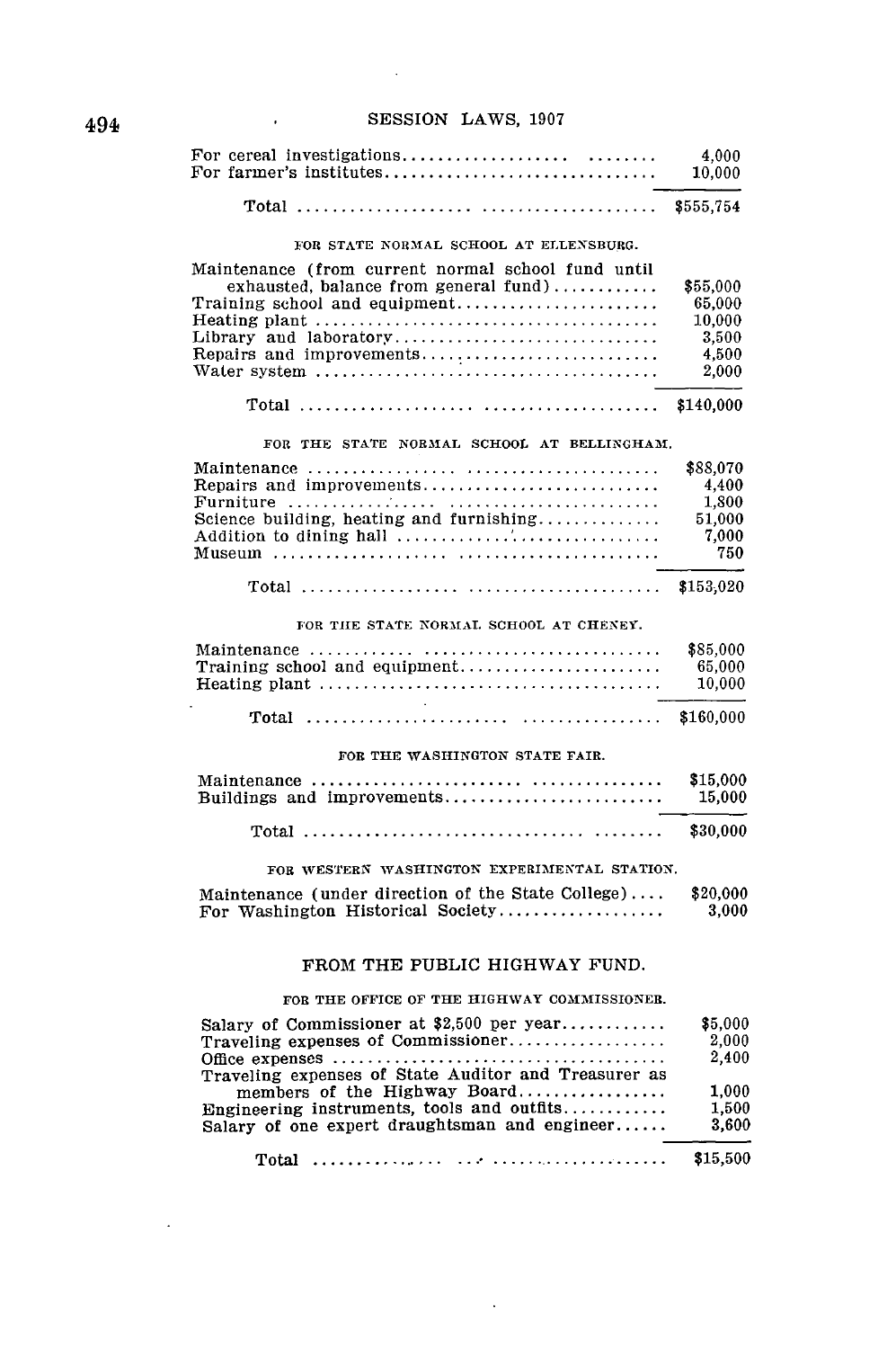| | |
|---|---|
| For cereal investigations | 4,000 |
| For farmer's institutes | 10,000 |
| Total | $555,754 |

FOR STATE NORMAL SCHOOL AT ELLENSBURG.

| | |
|---|---|
| Maintenance (from current normal school fund until exhausted, balance from general fund) | $55,000 |
| Training school and equipment | 65,000 |
| Heating plant | 10,000 |
| Library and laboratory | 3,500 |
| Repairs and improvements | 4,500 |
| Water system | 2,000 |
| Total | $140,000 |

FOR THE STATE NORMAL SCHOOL AT BELLINGHAM.

| | |
|---|---|
| Maintenance | $88,070 |
| Repairs and improvements | 4,400 |
| Furniture | 1,800 |
| Science building, heating and furnishing | 51,000 |
| Addition to dining hall | 7,000 |
| Museum | 750 |
| Total | $153,020 |

FOR THE STATE NORMAL SCHOOL AT CHENEY.

| | |
|---|---|
| Maintenance | $85,000 |
| Training school and equipment | 65,000 |
| Heating plant | 10,000 |
| Total | $160,000 |

FOR THE WASHINGTON STATE FAIR.

| | |
|---|---|
| Maintenance | $15,000 |
| Buildings and improvements | 15,000 |
| Total | $30,000 |

FOR WESTERN WASHINGTON EXPERIMENTAL STATION.

| | |
|---|---|
| Maintenance (under direction of the State College) | $20,000 |
| For Washington Historical Society | 3,000 |

## FROM THE PUBLIC HIGHWAY FUND.

FOR THE OFFICE OF THE HIGHWAY COMMISSIONER.

| | |
|---|---|
| Salary of Commissioner at $2,500 per year | $5,000 |
| Traveling expenses of Commissioner | 2,000 |
| Office expenses | 2,400 |
| Traveling expenses of State Auditor and Treasurer as members of the Highway Board | 1,000 |
| Engineering instruments, tools and outfits | 1,500 |
| Salary of one expert draughtsman and engineer | 3,600 |
| Total | $15,500 |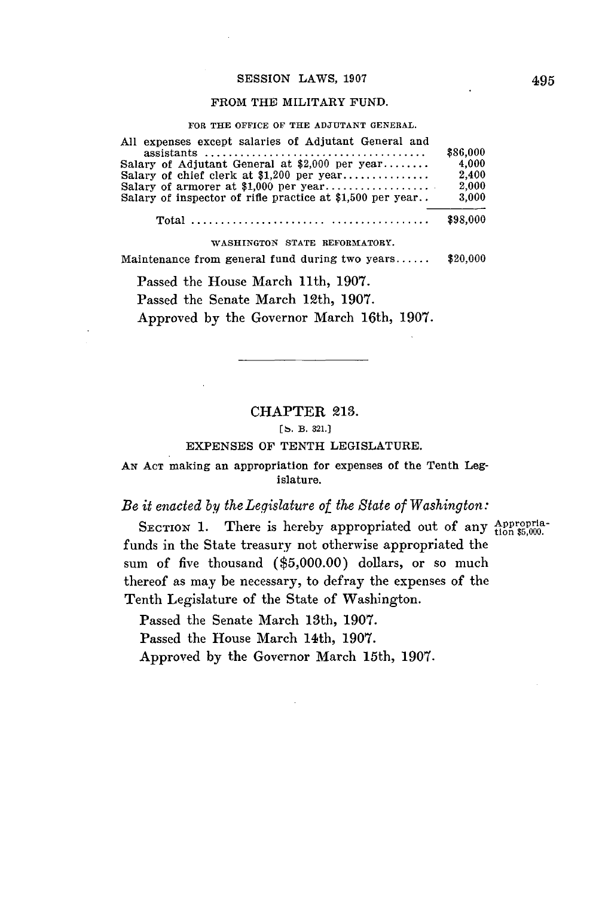FROM THE MILITARY FUND.

FOR THE OFFICE OF THE ADJUTANT GENERAL.

| | |
|---|---|
| All expenses except salaries of Adjutant General and assistants | $86,000 |
| Salary of Adjutant General at $2,000 per year | 4,000 |
| Salary of chief clerk at $1,200 per year | 2,400 |
| Salary of armorer at $1,000 per year | 2,000 |
| Salary of inspector of rifle practice at $1,500 per year | 3,000 |
| Total | $98,000 |

WASHINGTON STATE REFORMATORY.

| | |
|---|---|
| Maintenance from general fund during two years | $20,000 |

Passed the House March 11th, 1907.

Passed the Senate March 12th, 1907.

Approved by the Governor March 16th, 1907.

---

## CHAPTER 213.

[S. B. 321.]

### EXPENSES OF TENTH LEGISLATURE.

AN ACT making an appropriation for expenses of the Tenth Legislature.

*Be it enacted by the Legislature of the State of Washington:*

SECTION 1. There is hereby appropriated out of any funds in the State treasury not otherwise appropriated the sum of five thousand ($5,000.00) dollars, or so much thereof as may be necessary, to defray the expenses of the Tenth Legislature of the State of Washington.

Appropriation $5,000.

Passed the Senate March 13th, 1907.

Passed the House March 14th, 1907.

Approved by the Governor March 15th, 1907.